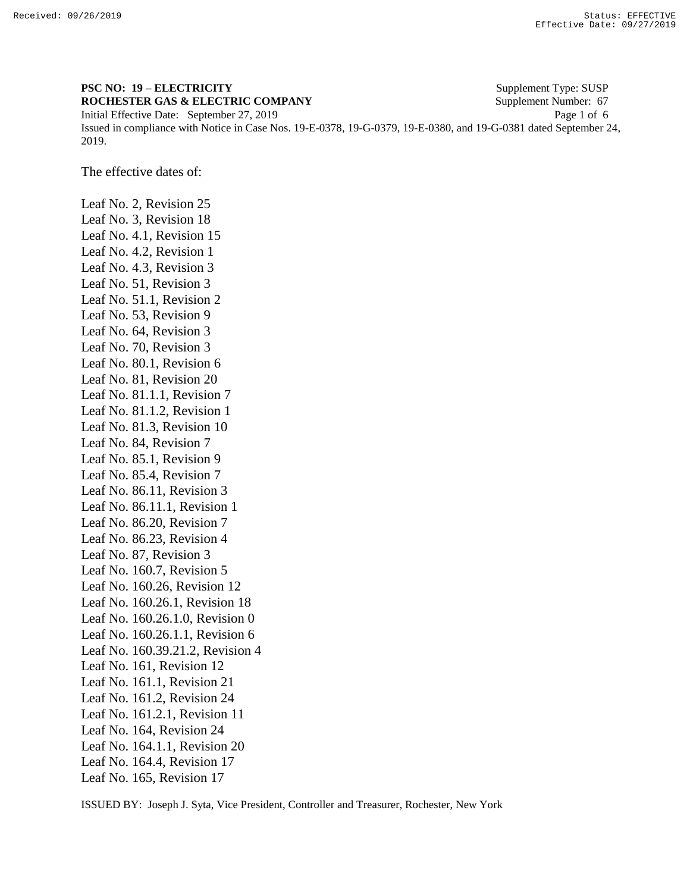**PSC NO: 19 – ELECTRICITY** Supplement Type: SUSP
**ROCHESTER GAS & ELECTRIC COMPANY** Supplement Number: 67
Initial Effective Date: September 27, 2019
Issued in compliance with Notice in Case Nos. 19-E-0378, 19-G-0379, 19-E-0380, and 19-G-0381 dated September 24, 2019.

The effective dates of:

Leaf No. 2, Revision 25
Leaf No. 3, Revision 18
Leaf No. 4.1, Revision 15
Leaf No. 4.2, Revision 1
Leaf No. 4.3, Revision 3
Leaf No. 51, Revision 3
Leaf No. 51.1, Revision 2
Leaf No. 53, Revision 9
Leaf No. 64, Revision 3
Leaf No. 70, Revision 3
Leaf No. 80.1, Revision 6
Leaf No. 81, Revision 20
Leaf No. 81.1.1, Revision 7
Leaf No. 81.1.2, Revision 1
Leaf No. 81.3, Revision 10
Leaf No. 84, Revision 7
Leaf No. 85.1, Revision 9
Leaf No. 85.4, Revision 7
Leaf No. 86.11, Revision 3
Leaf No. 86.11.1, Revision 1
Leaf No. 86.20, Revision 7
Leaf No. 86.23, Revision 4
Leaf No. 87, Revision 3
Leaf No. 160.7, Revision 5
Leaf No. 160.26, Revision 12
Leaf No. 160.26.1, Revision 18
Leaf No. 160.26.1.0, Revision 0
Leaf No. 160.26.1.1, Revision 6
Leaf No. 160.39.21.2, Revision 4
Leaf No. 161, Revision 12
Leaf No. 161.1, Revision 21
Leaf No. 161.2, Revision 24
Leaf No. 161.2.1, Revision 11
Leaf No. 164, Revision 24
Leaf No. 164.1.1, Revision 20
Leaf No. 164.4, Revision 17
Leaf No. 165, Revision 17

ISSUED BY: Joseph J. Syta, Vice President, Controller and Treasurer, Rochester, New York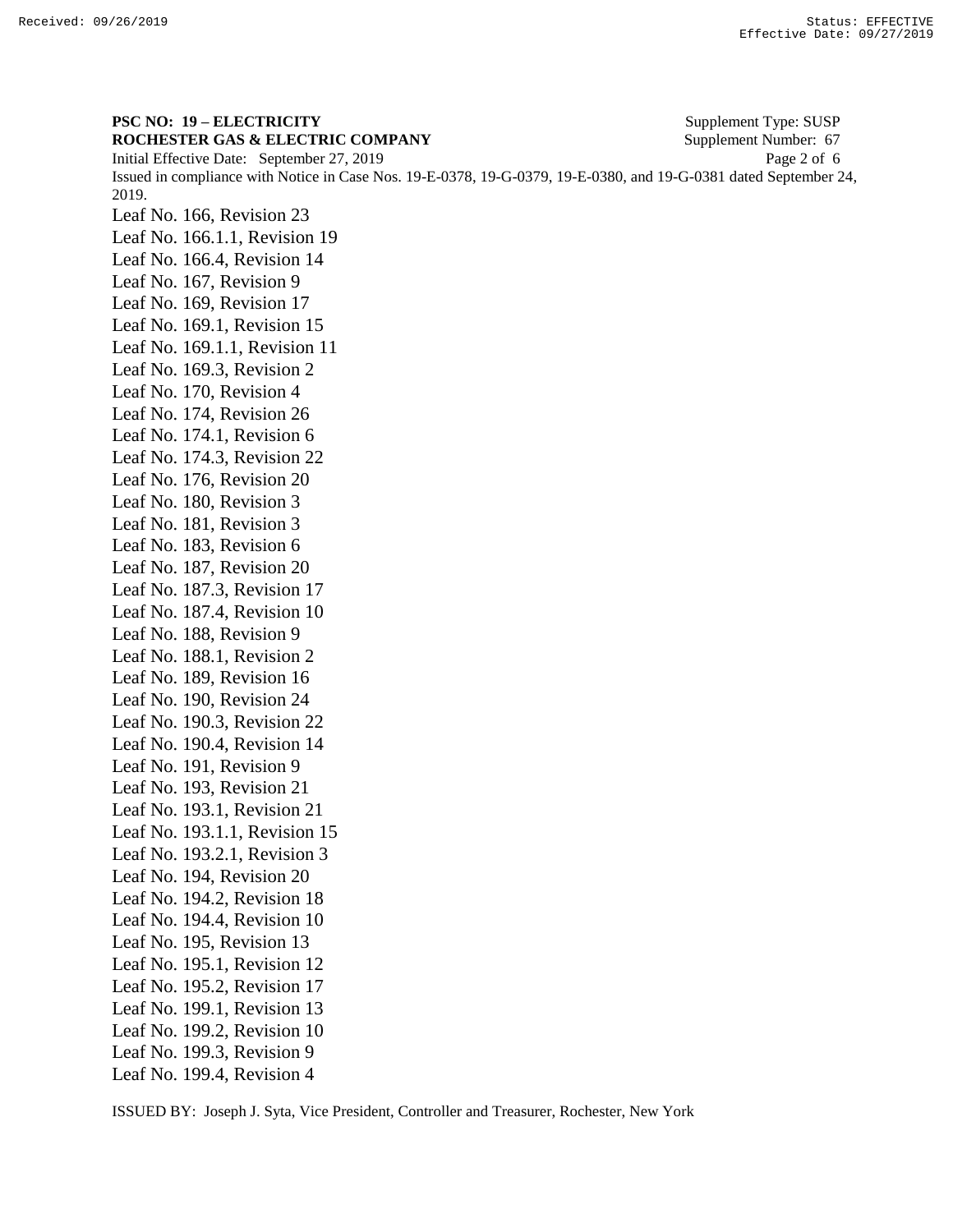**PSC NO: 19 – ELECTRICITY** Supplement Type: SUSP
**ROCHESTER GAS & ELECTRIC COMPANY** Supplement Number: 67
Initial Effective Date: September 27, 2019
Issued in compliance with Notice in Case Nos. 19-E-0378, 19-G-0379, 19-E-0380, and 19-G-0381 dated September 24, 2019.

Leaf No. 166, Revision 23
Leaf No. 166.1.1, Revision 19
Leaf No. 166.4, Revision 14
Leaf No. 167, Revision 9
Leaf No. 169, Revision 17
Leaf No. 169.1, Revision 15
Leaf No. 169.1.1, Revision 11
Leaf No. 169.3, Revision 2
Leaf No. 170, Revision 4
Leaf No. 174, Revision 26
Leaf No. 174.1, Revision 6
Leaf No. 174.3, Revision 22
Leaf No. 176, Revision 20
Leaf No. 180, Revision 3
Leaf No. 181, Revision 3
Leaf No. 183, Revision 6
Leaf No. 187, Revision 20
Leaf No. 187.3, Revision 17
Leaf No. 187.4, Revision 10
Leaf No. 188, Revision 9
Leaf No. 188.1, Revision 2
Leaf No. 189, Revision 16
Leaf No. 190, Revision 24
Leaf No. 190.3, Revision 22
Leaf No. 190.4, Revision 14
Leaf No. 191, Revision 9
Leaf No. 193, Revision 21
Leaf No. 193.1, Revision 21
Leaf No. 193.1.1, Revision 15
Leaf No. 193.2.1, Revision 3
Leaf No. 194, Revision 20
Leaf No. 194.2, Revision 18
Leaf No. 194.4, Revision 10
Leaf No. 195, Revision 13
Leaf No. 195.1, Revision 12
Leaf No. 195.2, Revision 17
Leaf No. 199.1, Revision 13
Leaf No. 199.2, Revision 10
Leaf No. 199.3, Revision 9
Leaf No. 199.4, Revision 4

ISSUED BY: Joseph J. Syta, Vice President, Controller and Treasurer, Rochester, New York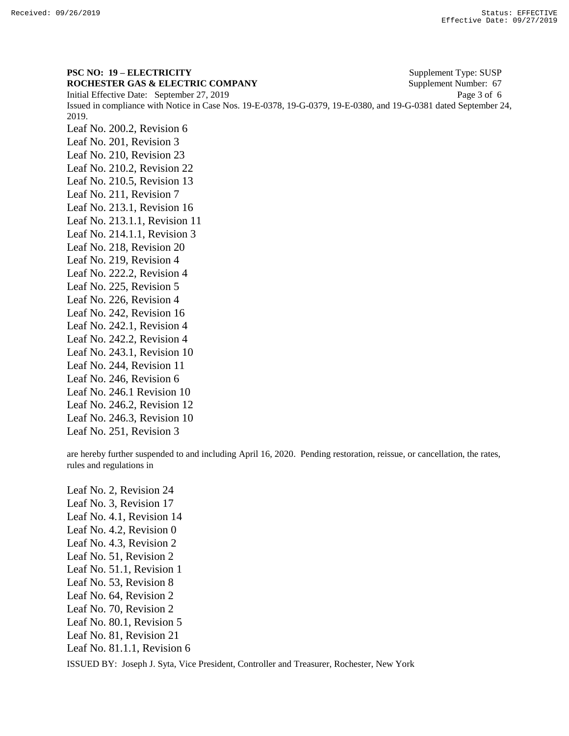**PSC NO: 19 – ELECTRICITY** Supplement Type: SUSP
**ROCHESTER GAS & ELECTRIC COMPANY** Supplement Number: 67
Initial Effective Date: September 27, 2019
Issued in compliance with Notice in Case Nos. 19-E-0378, 19-G-0379, 19-E-0380, and 19-G-0381 dated September 24, 2019.

Leaf No. 200.2, Revision 6
Leaf No. 201, Revision 3
Leaf No. 210, Revision 23
Leaf No. 210.2, Revision 22
Leaf No. 210.5, Revision 13
Leaf No. 211, Revision 7
Leaf No. 213.1, Revision 16
Leaf No. 213.1.1, Revision 11
Leaf No. 214.1.1, Revision 3
Leaf No. 218, Revision 20
Leaf No. 219, Revision 4
Leaf No. 222.2, Revision 4
Leaf No. 225, Revision 5
Leaf No. 226, Revision 4
Leaf No. 242, Revision 16
Leaf No. 242.1, Revision 4
Leaf No. 242.2, Revision 4
Leaf No. 243.1, Revision 10
Leaf No. 244, Revision 11
Leaf No. 246, Revision 6
Leaf No. 246.1 Revision 10
Leaf No. 246.2, Revision 12
Leaf No. 246.3, Revision 10
Leaf No. 251, Revision 3

are hereby further suspended to and including April 16, 2020. Pending restoration, reissue, or cancellation, the rates, rules and regulations in

Leaf No. 2, Revision 24
Leaf No. 3, Revision 17
Leaf No. 4.1, Revision 14
Leaf No. 4.2, Revision 0
Leaf No. 4.3, Revision 2
Leaf No. 51, Revision 2
Leaf No. 51.1, Revision 1
Leaf No. 53, Revision 8
Leaf No. 64, Revision 2
Leaf No. 70, Revision 2
Leaf No. 80.1, Revision 5
Leaf No. 81, Revision 21
Leaf No. 81.1.1, Revision 6

ISSUED BY: Joseph J. Syta, Vice President, Controller and Treasurer, Rochester, New York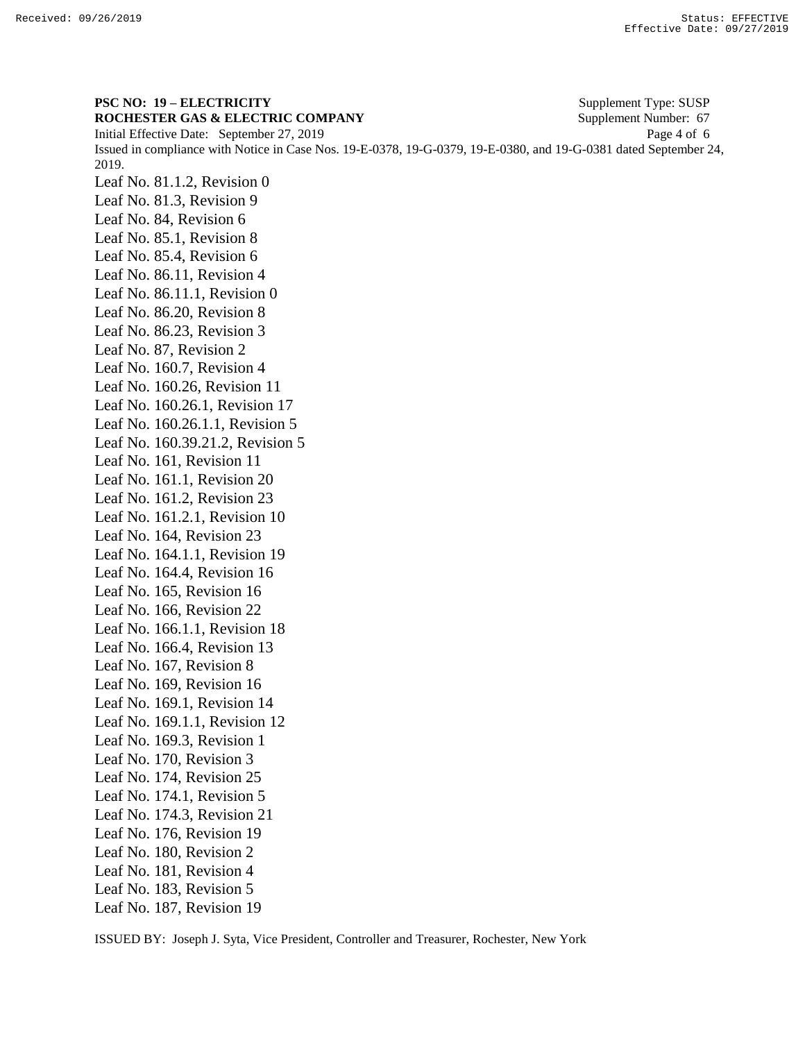**PSC NO: 19 – ELECTRICITY** Supplement Type: SUSP
**ROCHESTER GAS & ELECTRIC COMPANY** Supplement Number: 67
Initial Effective Date: September 27, 2019
Issued in compliance with Notice in Case Nos. 19-E-0378, 19-G-0379, 19-E-0380, and 19-G-0381 dated September 24, 2019.

Leaf No. 81.1.2, Revision 0
Leaf No. 81.3, Revision 9
Leaf No. 84, Revision 6
Leaf No. 85.1, Revision 8
Leaf No. 85.4, Revision 6
Leaf No. 86.11, Revision 4
Leaf No. 86.11.1, Revision 0
Leaf No. 86.20, Revision 8
Leaf No. 86.23, Revision 3
Leaf No. 87, Revision 2
Leaf No. 160.7, Revision 4
Leaf No. 160.26, Revision 11
Leaf No. 160.26.1, Revision 17
Leaf No. 160.26.1.1, Revision 5
Leaf No. 160.39.21.2, Revision 5
Leaf No. 161, Revision 11
Leaf No. 161.1, Revision 20
Leaf No. 161.2, Revision 23
Leaf No. 161.2.1, Revision 10
Leaf No. 164, Revision 23
Leaf No. 164.1.1, Revision 19
Leaf No. 164.4, Revision 16
Leaf No. 165, Revision 16
Leaf No. 166, Revision 22
Leaf No. 166.1.1, Revision 18
Leaf No. 166.4, Revision 13
Leaf No. 167, Revision 8
Leaf No. 169, Revision 16
Leaf No. 169.1, Revision 14
Leaf No. 169.1.1, Revision 12
Leaf No. 169.3, Revision 1
Leaf No. 170, Revision 3
Leaf No. 174, Revision 25
Leaf No. 174.1, Revision 5
Leaf No. 174.3, Revision 21
Leaf No. 176, Revision 19
Leaf No. 180, Revision 2
Leaf No. 181, Revision 4
Leaf No. 183, Revision 5
Leaf No. 187, Revision 19

ISSUED BY: Joseph J. Syta, Vice President, Controller and Treasurer, Rochester, New York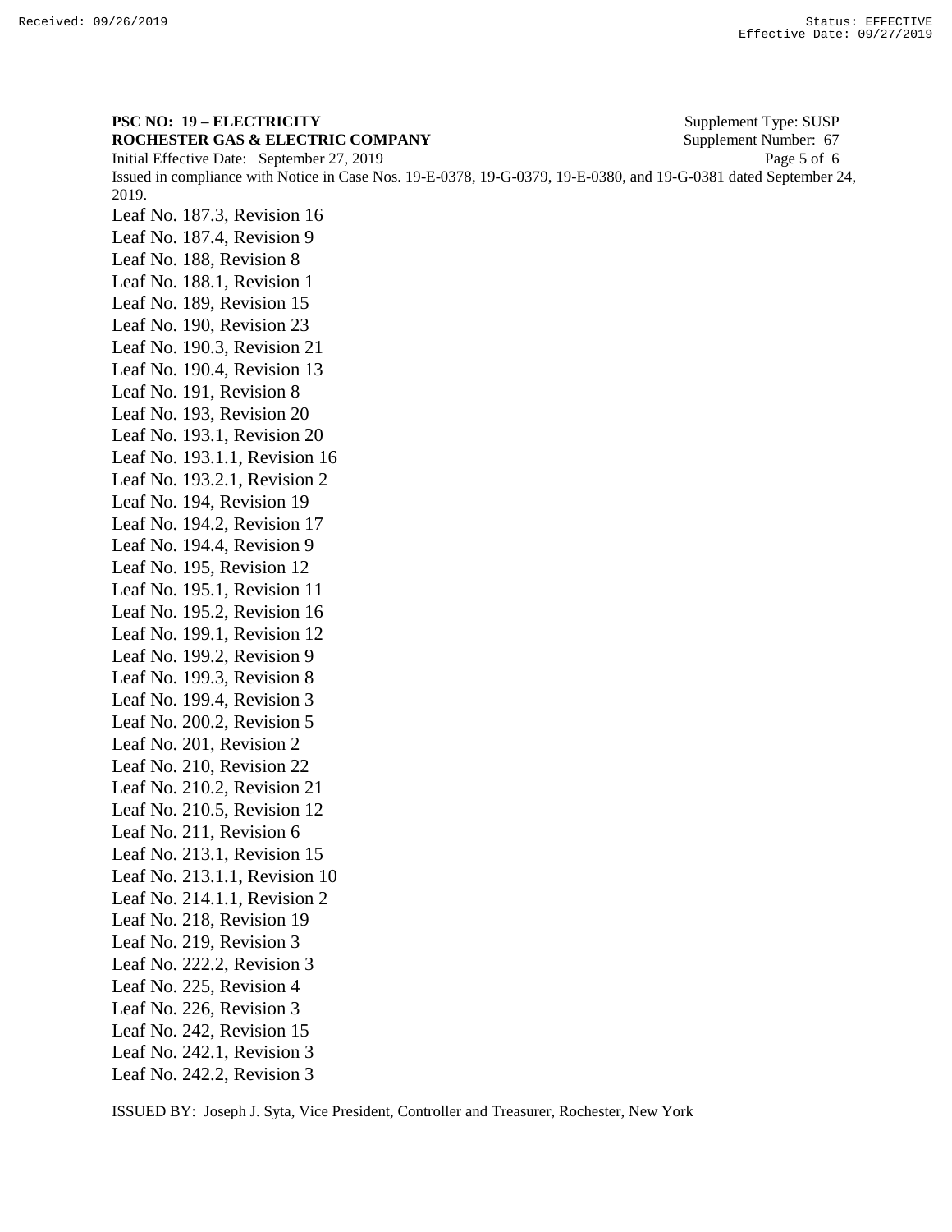**PSC NO: 19 – ELECTRICITY** Supplement Type: SUSP
**ROCHESTER GAS & ELECTRIC COMPANY** Supplement Number: 67
Initial Effective Date: September 27, 2019
Issued in compliance with Notice in Case Nos. 19-E-0378, 19-G-0379, 19-E-0380, and 19-G-0381 dated September 24, 2019.

Leaf No. 187.3, Revision 16
Leaf No. 187.4, Revision 9
Leaf No. 188, Revision 8
Leaf No. 188.1, Revision 1
Leaf No. 189, Revision 15
Leaf No. 190, Revision 23
Leaf No. 190.3, Revision 21
Leaf No. 190.4, Revision 13
Leaf No. 191, Revision 8
Leaf No. 193, Revision 20
Leaf No. 193.1, Revision 20
Leaf No. 193.1.1, Revision 16
Leaf No. 193.2.1, Revision 2
Leaf No. 194, Revision 19
Leaf No. 194.2, Revision 17
Leaf No. 194.4, Revision 9
Leaf No. 195, Revision 12
Leaf No. 195.1, Revision 11
Leaf No. 195.2, Revision 16
Leaf No. 199.1, Revision 12
Leaf No. 199.2, Revision 9
Leaf No. 199.3, Revision 8
Leaf No. 199.4, Revision 3
Leaf No. 200.2, Revision 5
Leaf No. 201, Revision 2
Leaf No. 210, Revision 22
Leaf No. 210.2, Revision 21
Leaf No. 210.5, Revision 12
Leaf No. 211, Revision 6
Leaf No. 213.1, Revision 15
Leaf No. 213.1.1, Revision 10
Leaf No. 214.1.1, Revision 2
Leaf No. 218, Revision 19
Leaf No. 219, Revision 3
Leaf No. 222.2, Revision 3
Leaf No. 225, Revision 4
Leaf No. 226, Revision 3
Leaf No. 242, Revision 15
Leaf No. 242.1, Revision 3
Leaf No. 242.2, Revision 3

ISSUED BY: Joseph J. Syta, Vice President, Controller and Treasurer, Rochester, New York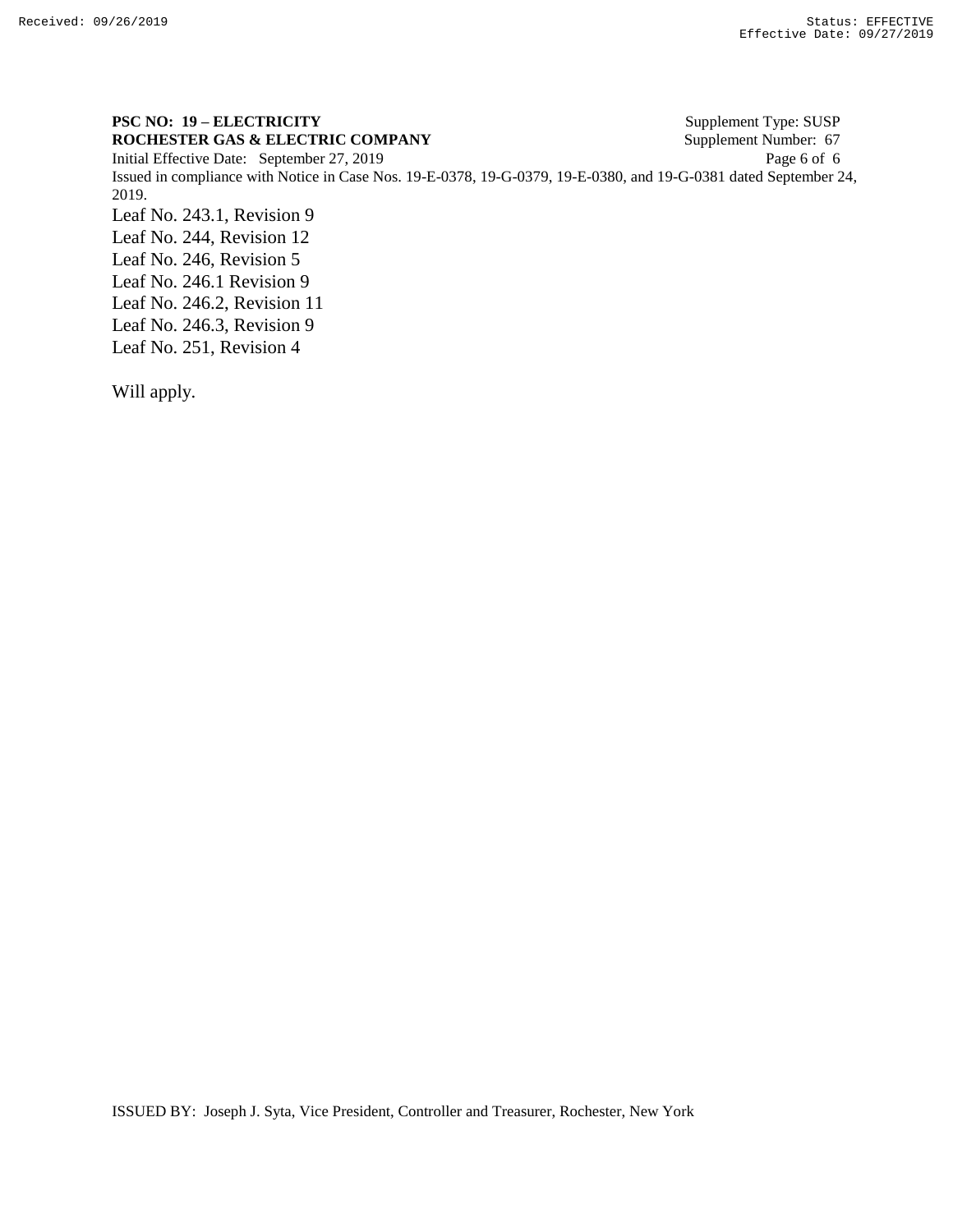**PSC NO: 19 – ELECTRICITY** Supplement Type: SUSP
**ROCHESTER GAS & ELECTRIC COMPANY** Supplement Number: 67
Initial Effective Date: September 27, 2019

Issued in compliance with Notice in Case Nos. 19-E-0378, 19-G-0379, 19-E-0380, and 19-G-0381 dated September 24, 2019.

Leaf No. 243.1, Revision 9
Leaf No. 244, Revision 12
Leaf No. 246, Revision 5
Leaf No. 246.1 Revision 9
Leaf No. 246.2, Revision 11
Leaf No. 246.3, Revision 9
Leaf No. 251, Revision 4

Will apply.

ISSUED BY: Joseph J. Syta, Vice President, Controller and Treasurer, Rochester, New York